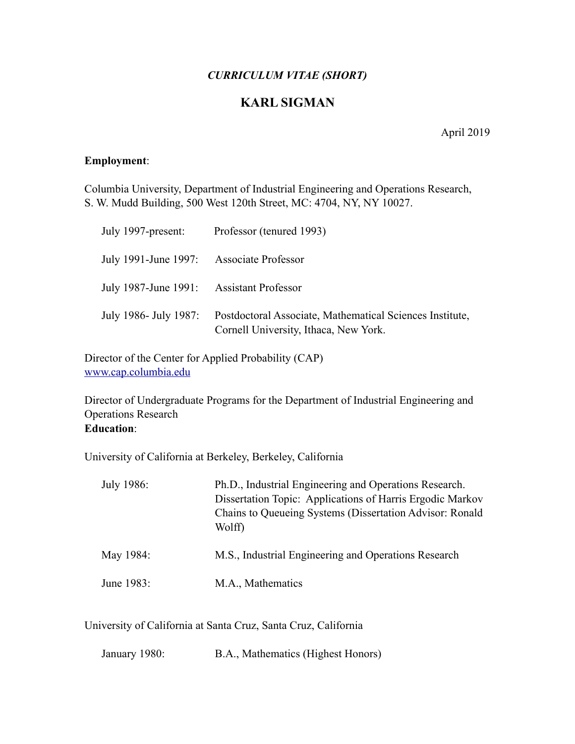*CURRICULUM VITAE (SHORT)*

# KARL SIGMAN

April 2019

**Employment**:

Columbia University, Department of Industrial Engineering and Operations Research, S. W. Mudd Building, 500 West 120th Street, MC: 4704, NY, NY 10027.

| | |
|---|---|
| July 1997-present: | Professor (tenured 1993) |
| July 1991-June 1997: | Associate Professor |
| July 1987-June 1991: | Assistant Professor |
| July 1986- July 1987: | Postdoctoral Associate, Mathematical Sciences Institute, Cornell University, Ithaca, New York. |

Director of the Center for Applied Probability (CAP)
www.cap.columbia.edu

Director of Undergraduate Programs for the Department of Industrial Engineering and Operations Research

**Education**:

University of California at Berkeley, Berkeley, California

| | |
|---|---|
| July 1986: | Ph.D., Industrial Engineering and Operations Research. Dissertation Topic: Applications of Harris Ergodic Markov Chains to Queueing Systems (Dissertation Advisor: Ronald Wolff) |
| May 1984: | M.S., Industrial Engineering and Operations Research |
| June 1983: | M.A., Mathematics |

University of California at Santa Cruz, Santa Cruz, California

| | |
|---|---|
| January 1980: | B.A., Mathematics (Highest Honors) |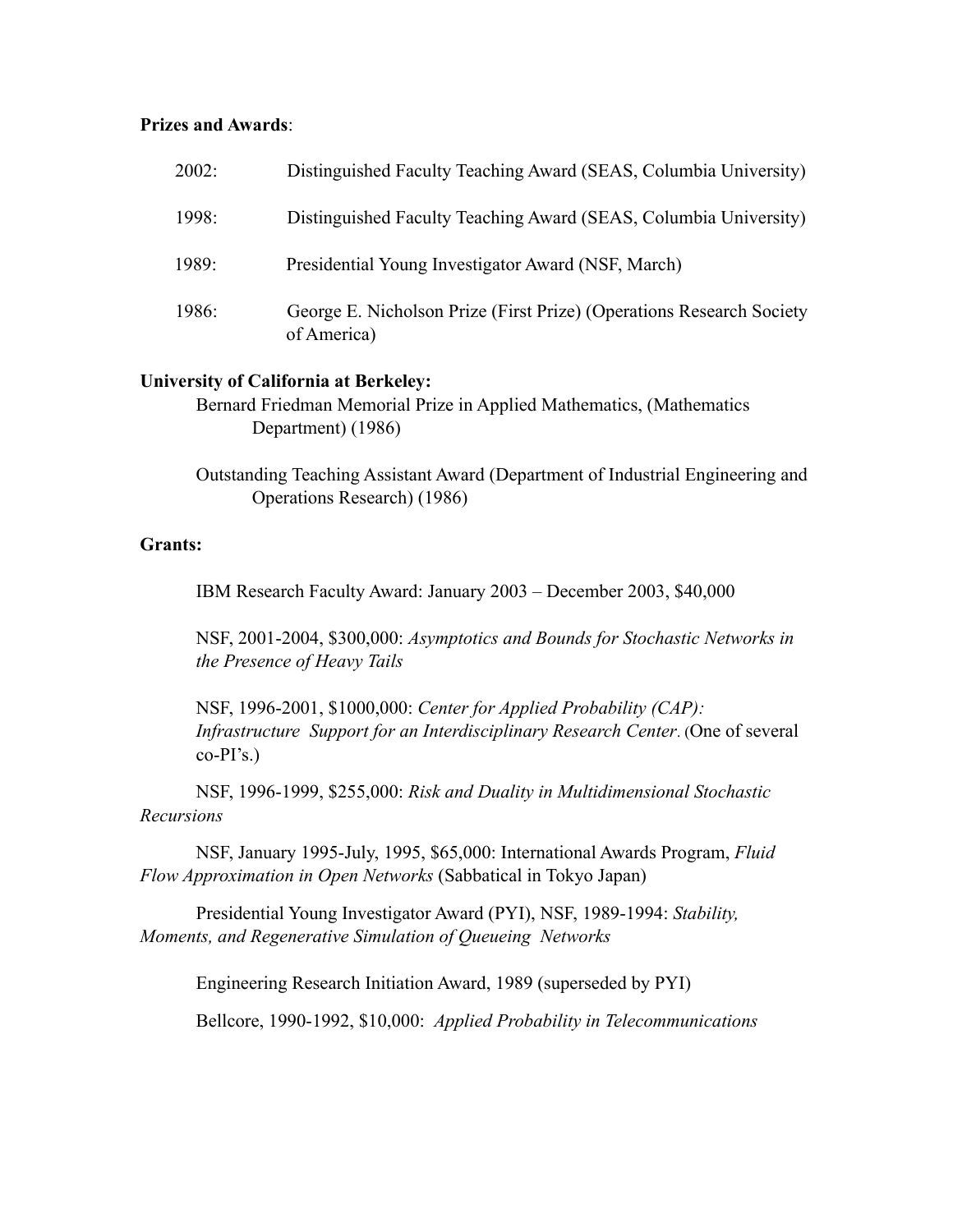**Prizes and Awards**:

| | |
|---|---|
| 2002: | Distinguished Faculty Teaching Award (SEAS, Columbia University) |
| 1998: | Distinguished Faculty Teaching Award (SEAS, Columbia University) |
| 1989: | Presidential Young Investigator Award (NSF, March) |
| 1986: | George E. Nicholson Prize (First Prize) (Operations Research Society of America) |

**University of California at Berkeley:**

Bernard Friedman Memorial Prize in Applied Mathematics, (Mathematics Department) (1986)

Outstanding Teaching Assistant Award (Department of Industrial Engineering and Operations Research) (1986)

**Grants:**

IBM Research Faculty Award: January 2003 – December 2003, $40,000

NSF, 2001-2004, $300,000: *Asymptotics and Bounds for Stochastic Networks in the Presence of Heavy Tails*

NSF, 1996-2001, $1000,000: *Center for Applied Probability (CAP): Infrastructure Support for an Interdisciplinary Research Center*. (One of several co-PI's.)

NSF, 1996-1999, $255,000: *Risk and Duality in Multidimensional Stochastic Recursions*

NSF, January 1995-July, 1995, $65,000: International Awards Program, *Fluid Flow Approximation in Open Networks* (Sabbatical in Tokyo Japan)

Presidential Young Investigator Award (PYI), NSF, 1989-1994: *Stability, Moments, and Regenerative Simulation of Queueing Networks*

Engineering Research Initiation Award, 1989 (superseded by PYI)

Bellcore, 1990-1992, $10,000: *Applied Probability in Telecommunications*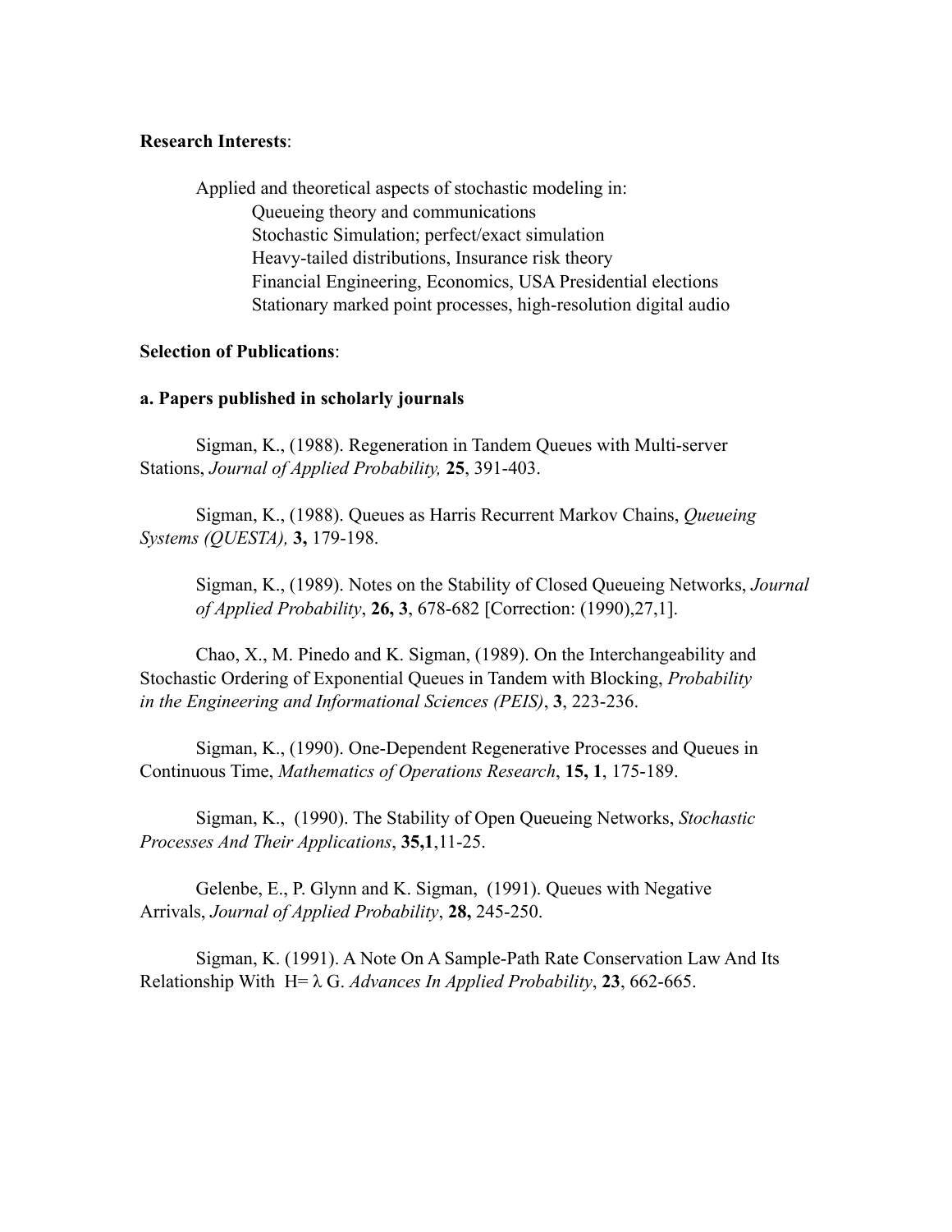**Research Interests**:

Applied and theoretical aspects of stochastic modeling in:
- Queueing theory and communications
- Stochastic Simulation; perfect/exact simulation
- Heavy-tailed distributions, Insurance risk theory
- Financial Engineering, Economics, USA Presidential elections
- Stationary marked point processes, high-resolution digital audio

**Selection of Publications**:

**a. Papers published in scholarly journals**

Sigman, K., (1988). Regeneration in Tandem Queues with Multi-server Stations, *Journal of Applied Probability,* **25**, 391-403.

Sigman, K., (1988). Queues as Harris Recurrent Markov Chains, *Queueing Systems (QUESTA),* **3,** 179-198.

Sigman, K., (1989). Notes on the Stability of Closed Queueing Networks, *Journal of Applied Probability*, **26, 3**, 678-682 [Correction: (1990),27,1].

Chao, X., M. Pinedo and K. Sigman, (1989). On the Interchangeability and Stochastic Ordering of Exponential Queues in Tandem with Blocking, *Probability in the Engineering and Informational Sciences (PEIS)*, **3**, 223-236.

Sigman, K., (1990). One-Dependent Regenerative Processes and Queues in Continuous Time, *Mathematics of Operations Research*, **15, 1**, 175-189.

Sigman, K., (1990). The Stability of Open Queueing Networks, *Stochastic Processes And Their Applications*, **35,1**,11-25.

Gelenbe, E., P. Glynn and K. Sigman, (1991). Queues with Negative Arrivals, *Journal of Applied Probability*, **28,** 245-250.

Sigman, K. (1991). A Note On A Sample-Path Rate Conservation Law And Its Relationship With $H = \lambda G$. *Advances In Applied Probability*, **23**, 662-665.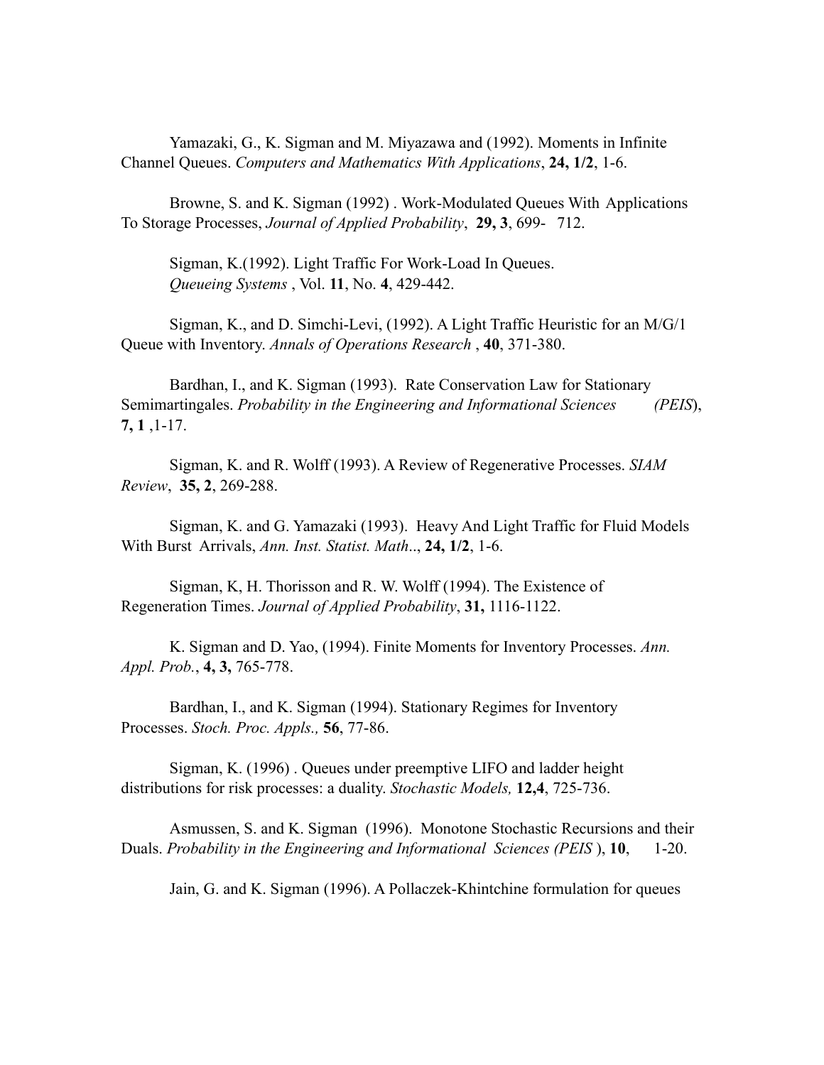Yamazaki, G., K. Sigman and M. Miyazawa and (1992). Moments in Infinite Channel Queues. *Computers and Mathematics With Applications*, **24, 1/2**, 1-6.

Browne, S. and K. Sigman (1992) . Work-Modulated Queues With Applications To Storage Processes, *Journal of Applied Probability*, **29, 3**, 699- 712.

Sigman, K.(1992). Light Traffic For Work-Load In Queues. *Queueing Systems* , Vol. **11**, No. **4**, 429-442.

Sigman, K., and D. Simchi-Levi, (1992). A Light Traffic Heuristic for an M/G/1 Queue with Inventory. *Annals of Operations Research* , **40**, 371-380.

Bardhan, I., and K. Sigman (1993). Rate Conservation Law for Stationary Semimartingales. *Probability in the Engineering and Informational Sciences (PEIS*), **7, 1** ,1-17.

Sigman, K. and R. Wolff (1993). A Review of Regenerative Processes. *SIAM Review*, **35, 2**, 269-288.

Sigman, K. and G. Yamazaki (1993). Heavy And Light Traffic for Fluid Models With Burst Arrivals, *Ann. Inst. Statist. Math*.., **24, 1/2**, 1-6.

Sigman, K, H. Thorisson and R. W. Wolff (1994). The Existence of Regeneration Times. *Journal of Applied Probability*, **31,** 1116-1122.

K. Sigman and D. Yao, (1994). Finite Moments for Inventory Processes. *Ann. Appl. Prob.*, **4, 3,** 765-778.

Bardhan, I., and K. Sigman (1994). Stationary Regimes for Inventory Processes. *Stoch. Proc. Appls.,* **56**, 77-86.

Sigman, K. (1996) . Queues under preemptive LIFO and ladder height distributions for risk processes: a duality. *Stochastic Models,* **12,4**, 725-736.

Asmussen, S. and K. Sigman (1996). Monotone Stochastic Recursions and their Duals. *Probability in the Engineering and Informational Sciences (PEIS* ), **10**, 1-20.

Jain, G. and K. Sigman (1996). A Pollaczek-Khintchine formulation for queues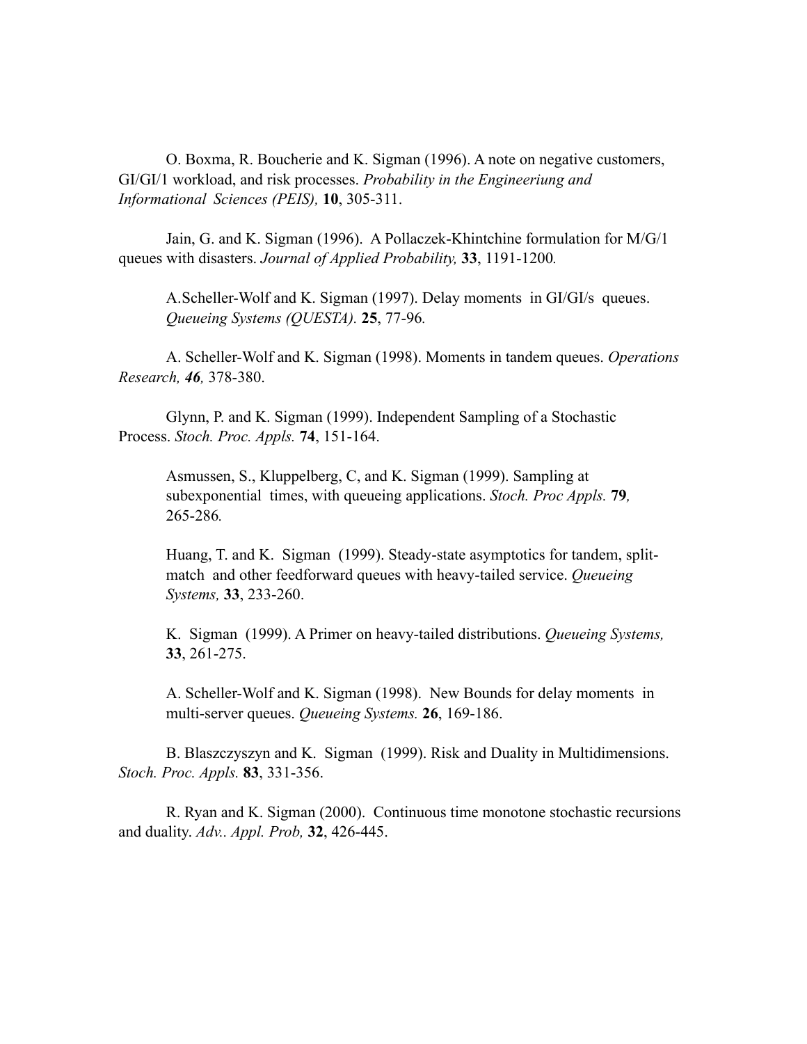O. Boxma, R. Boucherie and K. Sigman (1996). A note on negative customers, GI/GI/1 workload, and risk processes. *Probability in the Engineeriung and Informational Sciences (PEIS),* **10**, 305-311.

Jain, G. and K. Sigman (1996). A Pollaczek-Khintchine formulation for M/G/1 queues with disasters. *Journal of Applied Probability,* **33**, 1191-1200*.*

A.Scheller-Wolf and K. Sigman (1997). Delay moments in GI/GI/s queues. *Queueing Systems (QUESTA).* **25**, 77-96*.*

A. Scheller-Wolf and K. Sigman (1998). Moments in tandem queues. *Operations Research, **46**,* 378-380.

Glynn, P. and K. Sigman (1999). Independent Sampling of a Stochastic Process. *Stoch. Proc. Appls.* **74**, 151-164.

Asmussen, S., Kluppelberg, C, and K. Sigman (1999). Sampling at subexponential times, with queueing applications. *Stoch. Proc Appls.* **79***,* 265-286*.*

Huang, T. and K. Sigman (1999). Steady-state asymptotics for tandem, split-match and other feedforward queues with heavy-tailed service. *Queueing Systems,* **33**, 233-260.

K. Sigman (1999). A Primer on heavy-tailed distributions. *Queueing Systems,* **33**, 261-275.

A. Scheller-Wolf and K. Sigman (1998). New Bounds for delay moments in multi-server queues. *Queueing Systems.* **26**, 169-186.

B. Blaszczyszyn and K. Sigman (1999). Risk and Duality in Multidimensions. *Stoch. Proc. Appls.* **83**, 331-356.

R. Ryan and K. Sigman (2000). Continuous time monotone stochastic recursions and duality. *Adv.. Appl. Prob,* **32**, 426-445.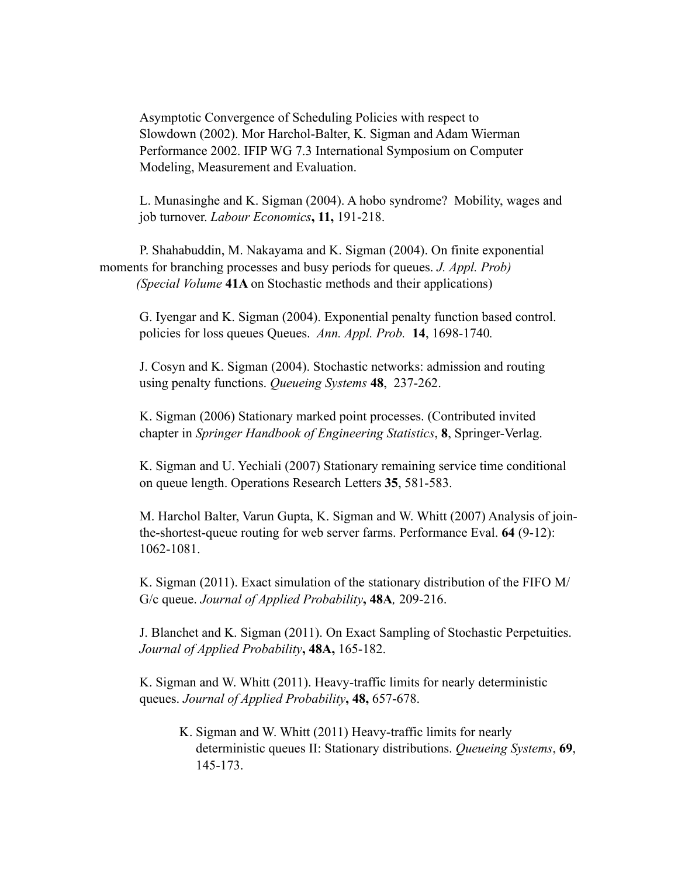Asymptotic Convergence of Scheduling Policies with respect to Slowdown (2002). Mor Harchol-Balter, K. Sigman and Adam Wierman Performance 2002. IFIP WG 7.3 International Symposium on Computer Modeling, Measurement and Evaluation.

L. Munasinghe and K. Sigman (2004). A hobo syndrome? Mobility, wages and job turnover. *Labour Economics*, **11,** 191-218.

P. Shahabuddin, M. Nakayama and K. Sigman (2004). On finite exponential moments for branching processes and busy periods for queues. *J. Appl. Prob) (Special Volume* **41A** on Stochastic methods and their applications)

G. Iyengar and K. Sigman (2004). Exponential penalty function based control. policies for loss queues Queues. *Ann. Appl. Prob.* **14**, 1698-1740*.*

J. Cosyn and K. Sigman (2004). Stochastic networks: admission and routing using penalty functions. *Queueing Systems* **48**, 237-262.

K. Sigman (2006) Stationary marked point processes. (Contributed invited chapter in *Springer Handbook of Engineering Statistics*, **8**, Springer-Verlag.

K. Sigman and U. Yechiali (2007) Stationary remaining service time conditional on queue length. Operations Research Letters **35**, 581-583.

M. Harchol Balter, Varun Gupta, K. Sigman and W. Whitt (2007) Analysis of join-the-shortest-queue routing for web server farms. Performance Eval. **64** (9-12): 1062-1081.

K. Sigman (2011). Exact simulation of the stationary distribution of the FIFO M/G/c queue. *Journal of Applied Probability*, **48A***,* 209-216.

J. Blanchet and K. Sigman (2011). On Exact Sampling of Stochastic Perpetuities. *Journal of Applied Probability*, **48A,** 165-182.

K. Sigman and W. Whitt (2011). Heavy-traffic limits for nearly deterministic queues. *Journal of Applied Probability*, **48,** 657-678.

K. Sigman and W. Whitt (2011) Heavy-traffic limits for nearly deterministic queues II: Stationary distributions. *Queueing Systems*, **69**, 145-173.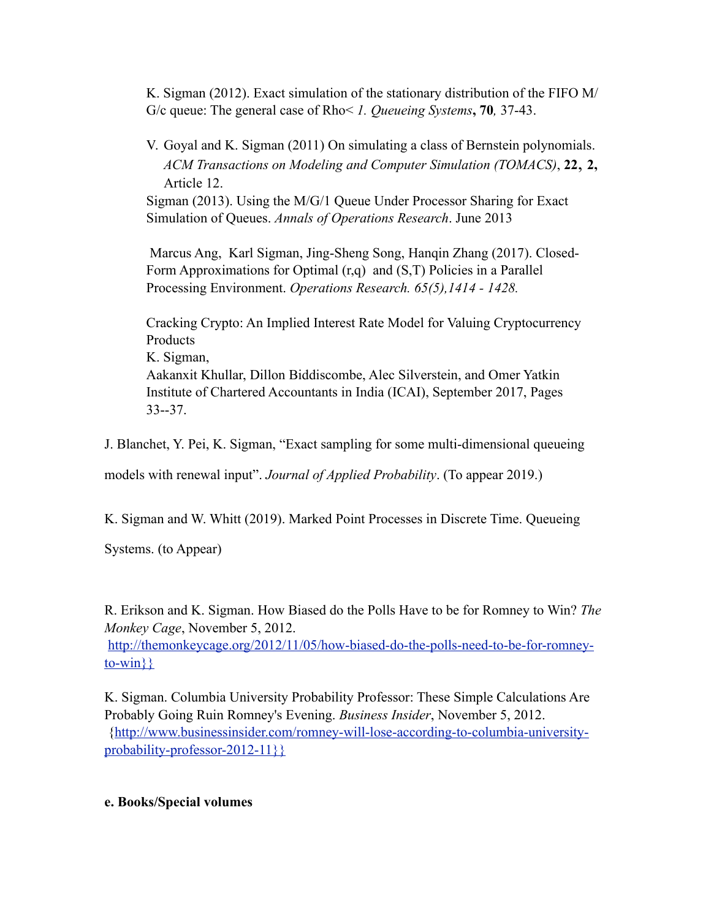K. Sigman (2012). Exact simulation of the stationary distribution of the FIFO M/G/c queue: The general case of Rho< *1. Queueing Systems*, **70***,* 37-43.

V. Goyal and K. Sigman (2011) On simulating a class of Bernstein polynomials. *ACM Transactions on Modeling and Computer Simulation (TOMACS)*, **22, 2,** Article 12.

Sigman (2013). Using the M/G/1 Queue Under Processor Sharing for Exact Simulation of Queues. *Annals of Operations Research*. June 2013

Marcus Ang, Karl Sigman, Jing-Sheng Song, Hanqin Zhang (2017). Closed-Form Approximations for Optimal (r,q) and (S,T) Policies in a Parallel Processing Environment. *Operations Research. 65(5),1414 - 1428.*

Cracking Crypto: An Implied Interest Rate Model for Valuing Cryptocurrency Products
K. Sigman,
Aakanxit Khullar, Dillon Biddiscombe, Alec Silverstein, and Omer Yatkin
Institute of Chartered Accountants in India (ICAI), September 2017, Pages 33--37.

J. Blanchet, Y. Pei, K. Sigman, "Exact sampling for some multi-dimensional queueing models with renewal input". *Journal of Applied Probability*. (To appear 2019.)

K. Sigman and W. Whitt (2019). Marked Point Processes in Discrete Time. Queueing Systems. (to Appear)

R. Erikson and K. Sigman. How Biased do the Polls Have to be for Romney to Win? *The Monkey Cage*, November 5, 2012.
http://themonkeycage.org/2012/11/05/how-biased-do-the-polls-need-to-be-for-romney-to-win}}

K. Sigman. Columbia University Probability Professor: These Simple Calculations Are Probably Going Ruin Romney's Evening. *Business Insider*, November 5, 2012.
{http://www.businessinsider.com/romney-will-lose-according-to-columbia-university-probability-professor-2012-11}}

**e. Books/Special volumes**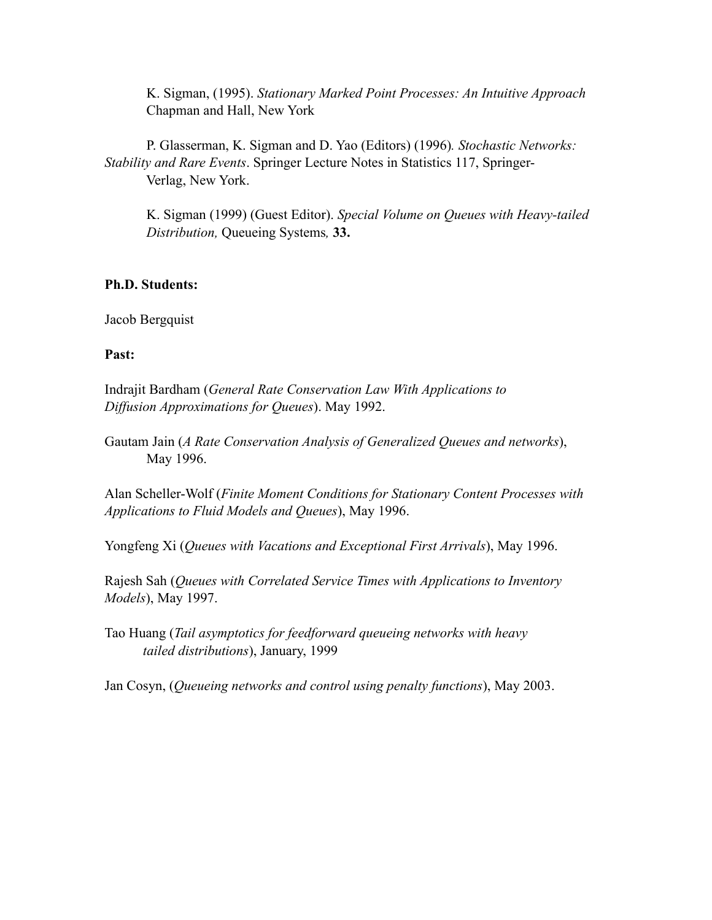K. Sigman, (1995). *Stationary Marked Point Processes: An Intuitive Approach* Chapman and Hall, New York

P. Glasserman, K. Sigman and D. Yao (Editors) (1996). *Stochastic Networks: Stability and Rare Events*. Springer Lecture Notes in Statistics 117, Springer-Verlag, New York.

K. Sigman (1999) (Guest Editor). *Special Volume on Queues with Heavy-tailed Distribution,* Queueing Systems*,* **33.**

**Ph.D. Students:**

Jacob Bergquist

**Past:**

Indrajit Bardham (*General Rate Conservation Law With Applications to Diffusion Approximations for Queues*). May 1992.

Gautam Jain (*A Rate Conservation Analysis of Generalized Queues and networks*), May 1996.

Alan Scheller-Wolf (*Finite Moment Conditions for Stationary Content Processes with Applications to Fluid Models and Queues*), May 1996.

Yongfeng Xi (*Queues with Vacations and Exceptional First Arrivals*), May 1996.

Rajesh Sah (*Queues with Correlated Service Times with Applications to Inventory Models*), May 1997.

Tao Huang (*Tail asymptotics for feedforward queueing networks with heavy tailed distributions*), January, 1999

Jan Cosyn, (*Queueing networks and control using penalty functions*), May 2003.